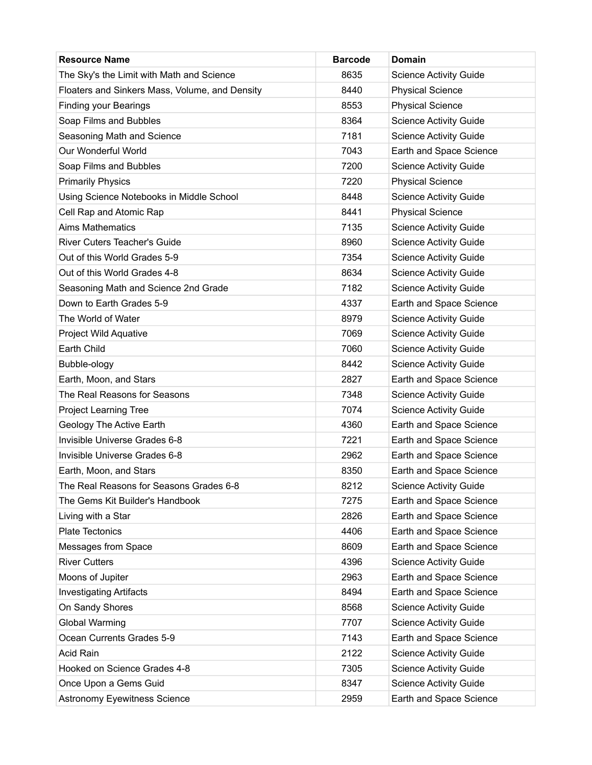| Resource Name | Barcode | Domain |
|---|---|---|
| The Sky's the Limit with Math and Science | 8635 | Science Activity Guide |
| Floaters and Sinkers Mass, Volume, and Density | 8440 | Physical Science |
| Finding your Bearings | 8553 | Physical Science |
| Soap Films and Bubbles | 8364 | Science Activity Guide |
| Seasoning Math and Science | 7181 | Science Activity Guide |
| Our Wonderful World | 7043 | Earth and Space Science |
| Soap Films and Bubbles | 7200 | Science Activity Guide |
| Primarily Physics | 7220 | Physical Science |
| Using Science Notebooks in Middle School | 8448 | Science Activity Guide |
| Cell Rap and Atomic Rap | 8441 | Physical Science |
| Aims Mathematics | 7135 | Science Activity Guide |
| River Cuters Teacher's Guide | 8960 | Science Activity Guide |
| Out of this World Grades 5-9 | 7354 | Science Activity Guide |
| Out of this World Grades 4-8 | 8634 | Science Activity Guide |
| Seasoning Math and Science 2nd Grade | 7182 | Science Activity Guide |
| Down to Earth Grades 5-9 | 4337 | Earth and Space Science |
| The World of Water | 8979 | Science Activity Guide |
| Project Wild Aquative | 7069 | Science Activity Guide |
| Earth Child | 7060 | Science Activity Guide |
| Bubble-ology | 8442 | Science Activity Guide |
| Earth, Moon, and Stars | 2827 | Earth and Space Science |
| The Real Reasons for Seasons | 7348 | Science Activity Guide |
| Project Learning Tree | 7074 | Science Activity Guide |
| Geology The Active Earth | 4360 | Earth and Space Science |
| Invisible Universe Grades 6-8 | 7221 | Earth and Space Science |
| Invisible Universe Grades 6-8 | 2962 | Earth and Space Science |
| Earth, Moon, and Stars | 8350 | Earth and Space Science |
| The Real Reasons for Seasons Grades 6-8 | 8212 | Science Activity Guide |
| The Gems Kit Builder's Handbook | 7275 | Earth and Space Science |
| Living with a Star | 2826 | Earth and Space Science |
| Plate Tectonics | 4406 | Earth and Space Science |
| Messages from Space | 8609 | Earth and Space Science |
| River Cutters | 4396 | Science Activity Guide |
| Moons of Jupiter | 2963 | Earth and Space Science |
| Investigating Artifacts | 8494 | Earth and Space Science |
| On Sandy Shores | 8568 | Science Activity Guide |
| Global Warming | 7707 | Science Activity Guide |
| Ocean Currents Grades 5-9 | 7143 | Earth and Space Science |
| Acid Rain | 2122 | Science Activity Guide |
| Hooked on Science Grades 4-8 | 7305 | Science Activity Guide |
| Once Upon a Gems Guid | 8347 | Science Activity Guide |
| Astronomy Eyewitness Science | 2959 | Earth and Space Science |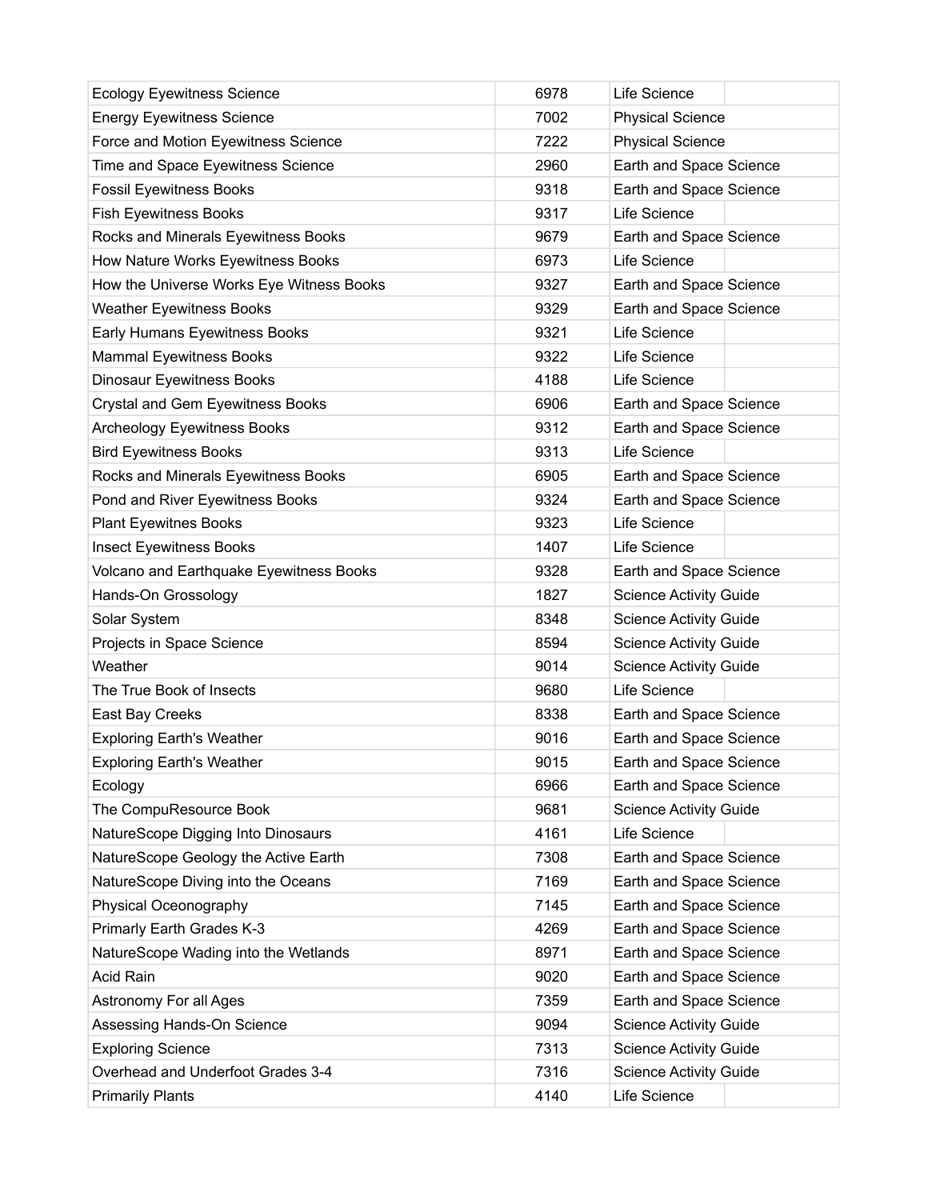| | | | |
|---|---|---|---|
| Ecology Eyewitness Science | 6978 | Life Science | |
| Energy Eyewitness Science | 7002 | Physical Science | |
| Force and Motion Eyewitness Science | 7222 | Physical Science | |
| Time and Space Eyewitness Science | 2960 | Earth and Space Science | |
| Fossil Eyewitness Books | 9318 | Earth and Space Science | |
| Fish Eyewitness Books | 9317 | Life Science | |
| Rocks and Minerals Eyewitness Books | 9679 | Earth and Space Science | |
| How Nature Works Eyewitness Books | 6973 | Life Science | |
| How the Universe Works Eye Witness Books | 9327 | Earth and Space Science | |
| Weather Eyewitness Books | 9329 | Earth and Space Science | |
| Early Humans Eyewitness Books | 9321 | Life Science | |
| Mammal Eyewitness Books | 9322 | Life Science | |
| Dinosaur Eyewitness Books | 4188 | Life Science | |
| Crystal and Gem Eyewitness Books | 6906 | Earth and Space Science | |
| Archeology Eyewitness Books | 9312 | Earth and Space Science | |
| Bird Eyewitness Books | 9313 | Life Science | |
| Rocks and Minerals Eyewitness Books | 6905 | Earth and Space Science | |
| Pond and River Eyewitness Books | 9324 | Earth and Space Science | |
| Plant Eyewitnes Books | 9323 | Life Science | |
| Insect Eyewitness Books | 1407 | Life Science | |
| Volcano and Earthquake Eyewitness Books | 9328 | Earth and Space Science | |
| Hands-On Grossology | 1827 | Science Activity Guide | |
| Solar System | 8348 | Science Activity Guide | |
| Projects in Space Science | 8594 | Science Activity Guide | |
| Weather | 9014 | Science Activity Guide | |
| The True Book of Insects | 9680 | Life Science | |
| East Bay Creeks | 8338 | Earth and Space Science | |
| Exploring Earth's Weather | 9016 | Earth and Space Science | |
| Exploring Earth's Weather | 9015 | Earth and Space Science | |
| Ecology | 6966 | Earth and Space Science | |
| The CompuResource Book | 9681 | Science Activity Guide | |
| NatureScope Digging Into Dinosaurs | 4161 | Life Science | |
| NatureScope Geology the Active Earth | 7308 | Earth and Space Science | |
| NatureScope Diving into the Oceans | 7169 | Earth and Space Science | |
| Physical Oceonography | 7145 | Earth and Space Science | |
| Primarly Earth Grades K-3 | 4269 | Earth and Space Science | |
| NatureScope Wading into the Wetlands | 8971 | Earth and Space Science | |
| Acid Rain | 9020 | Earth and Space Science | |
| Astronomy For all Ages | 7359 | Earth and Space Science | |
| Assessing Hands-On Science | 9094 | Science Activity Guide | |
| Exploring Science | 7313 | Science Activity Guide | |
| Overhead and Underfoot Grades 3-4 | 7316 | Science Activity Guide | |
| Primarily Plants | 4140 | Life Science | |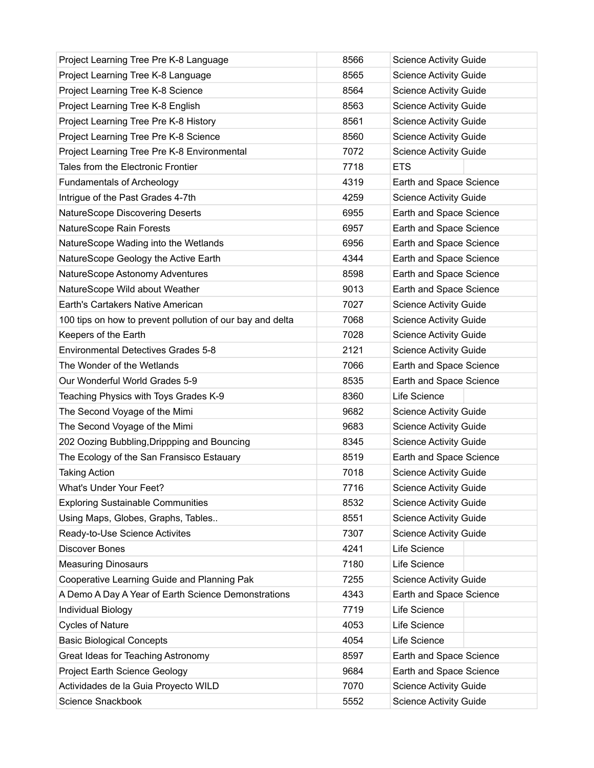| | | |
|---|---|---|
| Project Learning Tree Pre K-8 Language | 8566 | Science Activity Guide |
| Project Learning Tree K-8 Language | 8565 | Science Activity Guide |
| Project Learning Tree K-8 Science | 8564 | Science Activity Guide |
| Project Learning Tree K-8 English | 8563 | Science Activity Guide |
| Project Learning Tree Pre K-8 History | 8561 | Science Activity Guide |
| Project Learning Tree Pre K-8 Science | 8560 | Science Activity Guide |
| Project Learning Tree Pre K-8 Environmental | 7072 | Science Activity Guide |
| Tales from the Electronic Frontier | 7718 | ETS |
| Fundamentals of Archeology | 4319 | Earth and Space Science |
| Intrigue of the Past Grades 4-7th | 4259 | Science Activity Guide |
| NatureScope Discovering Deserts | 6955 | Earth and Space Science |
| NatureScope Rain Forests | 6957 | Earth and Space Science |
| NatureScope Wading into the Wetlands | 6956 | Earth and Space Science |
| NatureScope Geology the Active Earth | 4344 | Earth and Space Science |
| NatureScope Astonomy Adventures | 8598 | Earth and Space Science |
| NatureScope Wild about Weather | 9013 | Earth and Space Science |
| Earth's Cartakers Native American | 7027 | Science Activity Guide |
| 100 tips on how to prevent pollution of our bay and delta | 7068 | Science Activity Guide |
| Keepers of the Earth | 7028 | Science Activity Guide |
| Environmental Detectives Grades 5-8 | 2121 | Science Activity Guide |
| The Wonder of the Wetlands | 7066 | Earth and Space Science |
| Our Wonderful World Grades 5-9 | 8535 | Earth and Space Science |
| Teaching Physics with Toys Grades K-9 | 8360 | Life Science |
| The Second Voyage of the Mimi | 9682 | Science Activity Guide |
| The Second Voyage of the Mimi | 9683 | Science Activity Guide |
| 202 Oozing Bubbling,Drippping and Bouncing | 8345 | Science Activity Guide |
| The Ecology of the San Fransisco Estauary | 8519 | Earth and Space Science |
| Taking Action | 7018 | Science Activity Guide |
| What's Under Your Feet? | 7716 | Science Activity Guide |
| Exploring Sustainable Communities | 8532 | Science Activity Guide |
| Using Maps, Globes, Graphs, Tables.. | 8551 | Science Activity Guide |
| Ready-to-Use Science Activites | 7307 | Science Activity Guide |
| Discover Bones | 4241 | Life Science |
| Measuring Dinosaurs | 7180 | Life Science |
| Cooperative Learning Guide and Planning Pak | 7255 | Science Activity Guide |
| A Demo A Day A Year of Earth Science Demonstrations | 4343 | Earth and Space Science |
| Individual Biology | 7719 | Life Science |
| Cycles of Nature | 4053 | Life Science |
| Basic Biological Concepts | 4054 | Life Science |
| Great Ideas for Teaching Astronomy | 8597 | Earth and Space Science |
| Project Earth Science Geology | 9684 | Earth and Space Science |
| Actividades de la Guia Proyecto WILD | 7070 | Science Activity Guide |
| Science Snackbook | 5552 | Science Activity Guide |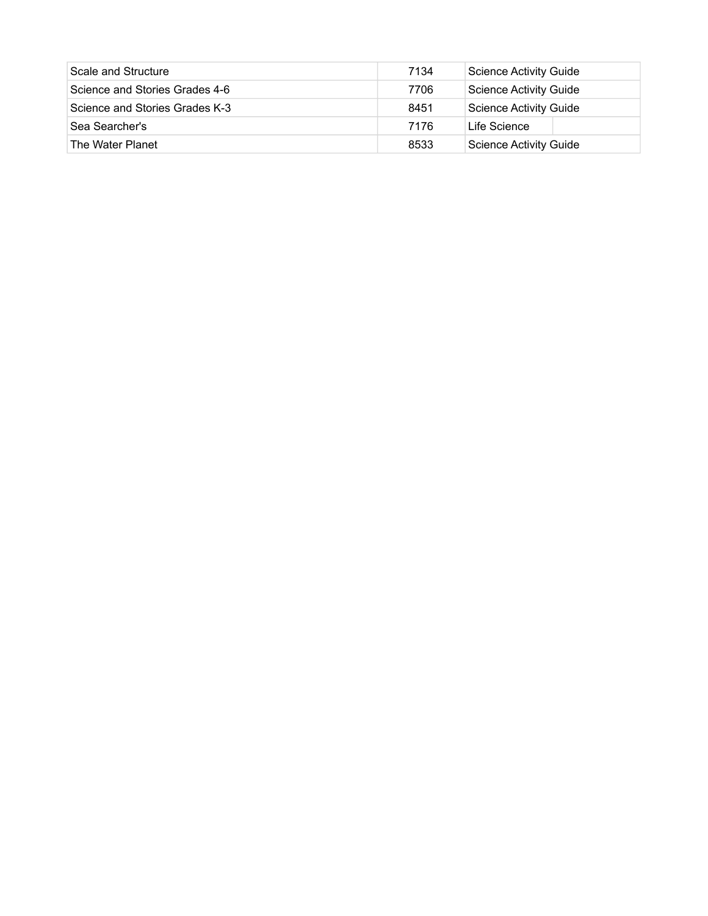| | | | |
|---|---|---|---|
| Scale and Structure | 7134 | Science Activity Guide | |
| Science and Stories Grades 4-6 | 7706 | Science Activity Guide | |
| Science and Stories Grades K-3 | 8451 | Science Activity Guide | |
| Sea Searcher's | 7176 | Life Science | |
| The Water Planet | 8533 | Science Activity Guide | |